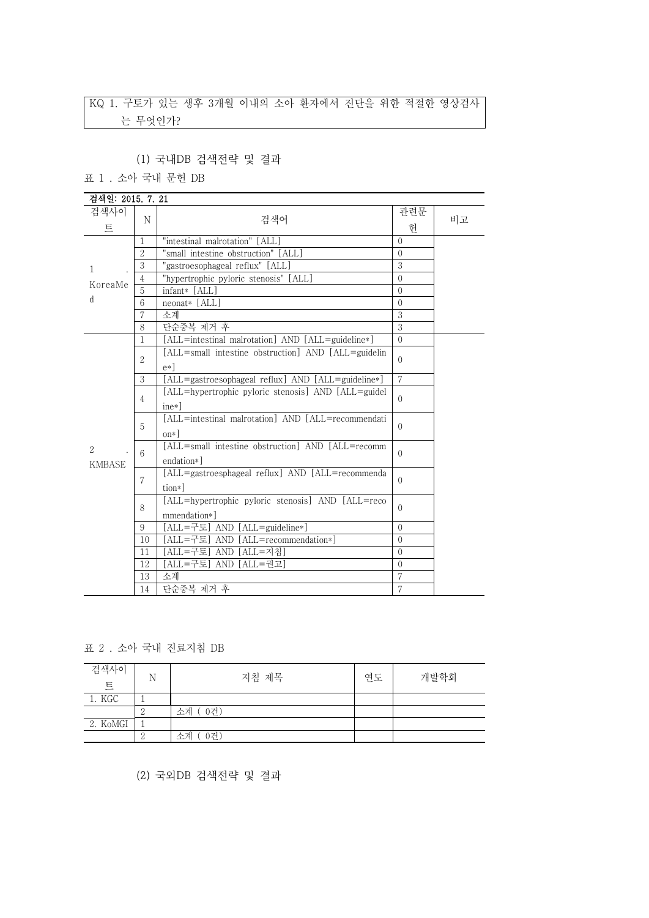KQ 1. 구토가 있는 생후 3개월 이내의 소아 환자에서 진단을 위한 적절한 영상검사는 무엇인가?

(1) 국내DB 검색전략 및 결과

표 1 . 소아 국내 문헌 DB

검색일: 2015. 7. 21

| 검색사이트 | N | 검색어 | 관련문헌 | 비고 |
|---|---|---|---|---|
| 1 . KoreaMed | 1 | "intestinal malrotation" [ALL] | 0 | |
| | 2 | "small intestine obstruction" [ALL] | 0 | |
| | 3 | "gastroesophageal reflux" [ALL] | 3 | |
| | 4 | "hypertrophic pyloric stenosis" [ALL] | 0 | |
| | 5 | infant* [ALL] | 0 | |
| | 6 | neonat* [ALL] | 0 | |
| | 7 | 소계 | 3 | |
| | 8 | 단순중복 제거 후 | 3 | |
| 2 . KMBASE | 1 | [ALL=intestinal malrotation] AND [ALL=guideline*] | 0 | |
| | 2 | [ALL=small intestine obstruction] AND [ALL=guideline*] | 0 | |
| | 3 | [ALL=gastroesophageal reflux] AND [ALL=guideline*] | 7 | |
| | 4 | [ALL=hypertrophic pyloric stenosis] AND [ALL=guideline*] | 0 | |
| | 5 | [ALL=intestinal malrotation] AND [ALL=recommendation*] | 0 | |
| | 6 | [ALL=small intestine obstruction] AND [ALL=recommendation*] | 0 | |
| | 7 | [ALL=gastroesphageal reflux] AND [ALL=recommendation*] | 0 | |
| | 8 | [ALL=hypertrophic pyloric stenosis] AND [ALL=recommendation*] | 0 | |
| | 9 | [ALL=구토] AND [ALL=guideline*] | 0 | |
| | 10 | [ALL=구토] AND [ALL=recommendation*] | 0 | |
| | 11 | [ALL=구토] AND [ALL=지침] | 0 | |
| | 12 | [ALL=구토] AND [ALL=권고] | 0 | |
| | 13 | 소계 | 7 | |
| | 14 | 단순중복 제거 후 | 7 | |

표 2 . 소아 국내 진료지침 DB

| 검색사이트 | N | 지침 제목 | 연도 | 개발학회 |
|---|---|---|---|---|
| 1. KGC | 1 | | | |
| | 2 | 소계 ( 0건) | | |
| 2. KoMGI | 1 | | | |
| | 2 | 소계 ( 0건) | | |

(2) 국외DB 검색전략 및 결과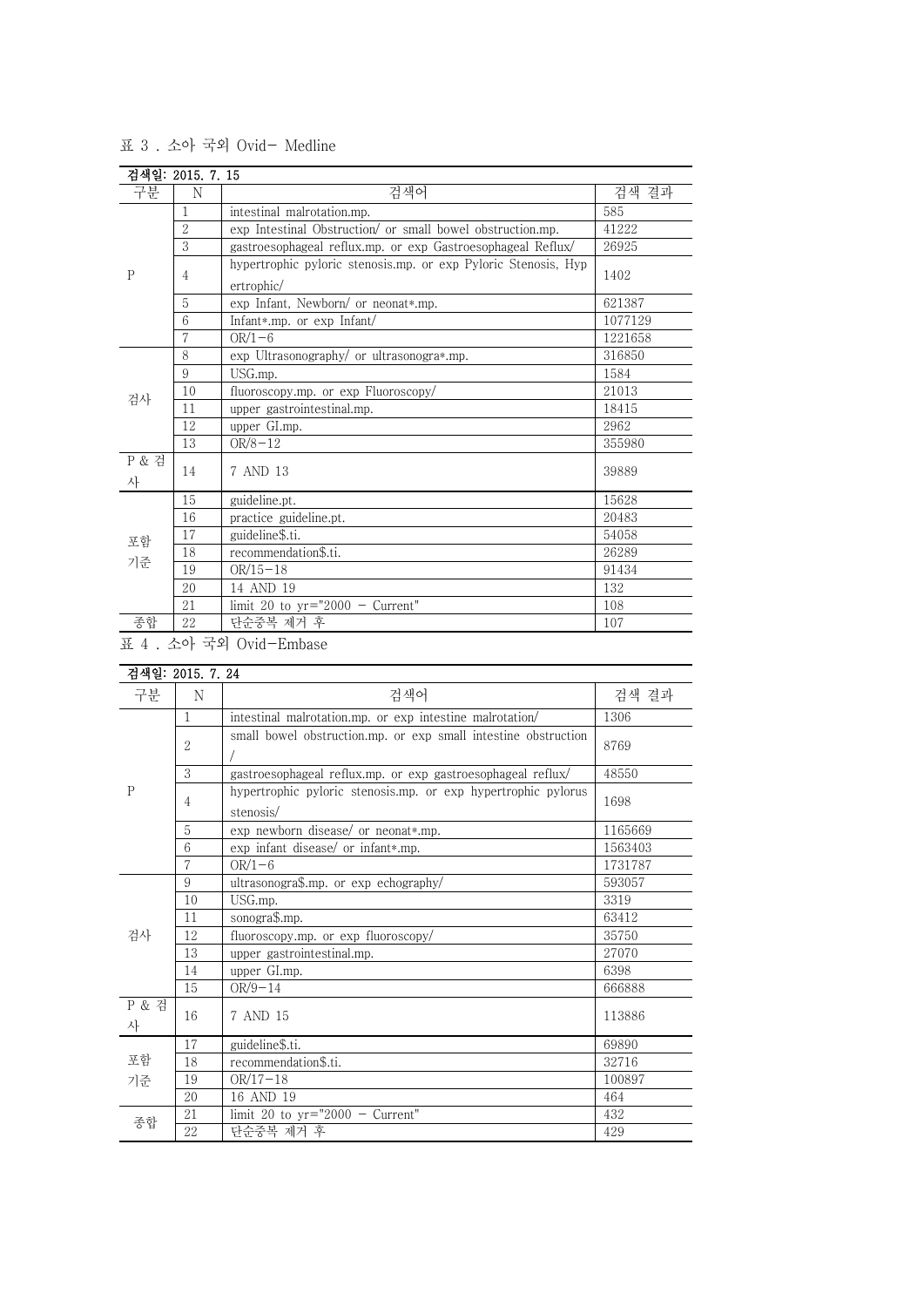표 3 . 소아 국외 Ovid- Medline

| 검색일: 2015. 7. 15 | | | |
|---|---|---|---|
| 구분 | N | 검색어 | 검색 결과 |
| P | 1 | intestinal malrotation.mp. | 585 |
| | 2 | exp Intestinal Obstruction/ or small bowel obstruction.mp. | 41222 |
| | 3 | gastroesophageal reflux.mp. or exp Gastroesophageal Reflux/ | 26925 |
| | 4 | hypertrophic pyloric stenosis.mp. or exp Pyloric Stenosis, Hypertrophic/ | 1402 |
| | 5 | exp Infant, Newborn/ or neonat*.mp. | 621387 |
| | 6 | Infant*.mp. or exp Infant/ | 1077129 |
| | 7 | OR/1-6 | 1221658 |
| 검사 | 8 | exp Ultrasonography/ or ultrasonogra*.mp. | 316850 |
| | 9 | USG.mp. | 1584 |
| | 10 | fluoroscopy.mp. or exp Fluoroscopy/ | 21013 |
| | 11 | upper gastrointestinal.mp. | 18415 |
| | 12 | upper GI.mp. | 2962 |
| | 13 | OR/8-12 | 355980 |
| P & 검사 | 14 | 7 AND 13 | 39889 |
| 포함 기준 | 15 | guideline.pt. | 15628 |
| | 16 | practice guideline.pt. | 20483 |
| | 17 | guideline$.ti. | 54058 |
| | 18 | recommendation$.ti. | 26289 |
| | 19 | OR/15-18 | 91434 |
| | 20 | 14 AND 19 | 132 |
| | 21 | limit 20 to yr="2000 - Current" | 108 |
| 종합 | 22 | 단순중복 제거 후 | 107 |

표 4 . 소아 국외 Ovid-Embase

| 검색일: 2015. 7. 24 | | | |
|---|---|---|---|
| 구분 | N | 검색어 | 검색 결과 |
| P | 1 | intestinal malrotation.mp. or exp intestine malrotation/ | 1306 |
| | 2 | small bowel obstruction.mp. or exp small intestine obstruction/ | 8769 |
| | 3 | gastroesophageal reflux.mp. or exp gastroesophageal reflux/ | 48550 |
| | 4 | hypertrophic pyloric stenosis.mp. or exp hypertrophic pylorus stenosis/ | 1698 |
| | 5 | exp newborn disease/ or neonat*.mp. | 1165669 |
| | 6 | exp infant disease/ or infant*.mp. | 1563403 |
| | 7 | OR/1-6 | 1731787 |
| 검사 | 9 | ultrasonogra$.mp. or exp echography/ | 593057 |
| | 10 | USG.mp. | 3319 |
| | 11 | sonogra$.mp. | 63412 |
| | 12 | fluoroscopy.mp. or exp fluoroscopy/ | 35750 |
| | 13 | upper gastrointestinal.mp. | 27070 |
| | 14 | upper GI.mp. | 6398 |
| | 15 | OR/9-14 | 666888 |
| P & 검사 | 16 | 7 AND 15 | 113886 |
| 포함 기준 | 17 | guideline$.ti. | 69890 |
| | 18 | recommendation$.ti. | 32716 |
| | 19 | OR/17-18 | 100897 |
| | 20 | 16 AND 19 | 464 |
| 종합 | 21 | limit 20 to yr="2000 - Current" | 432 |
| | 22 | 단순중복 제거 후 | 429 |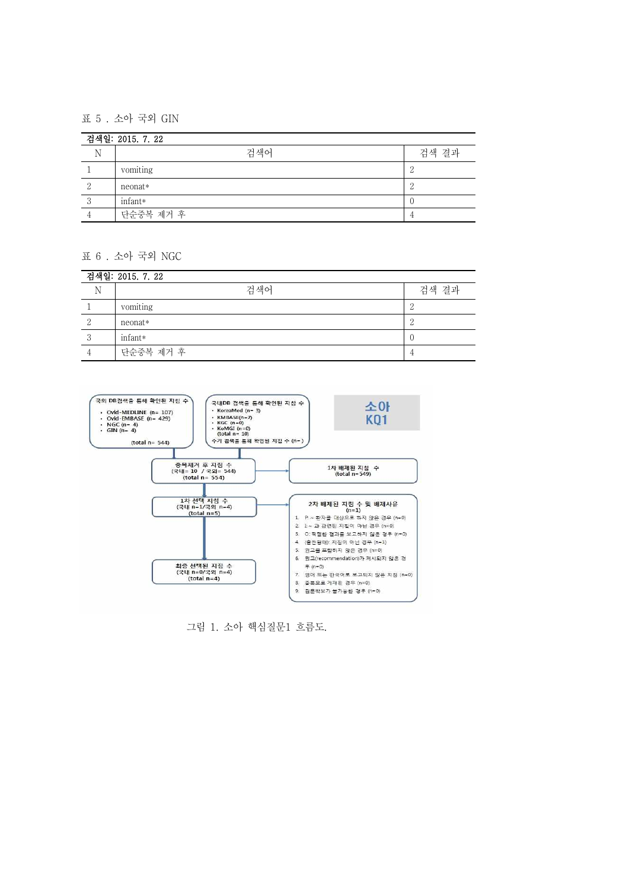표 5 . 소아 국외 GIN

| 검색일: 2015. 7. 22 | | |
|---|---|---|
| N | 검색어 | 검색 결과 |
| 1 | vomiting | 2 |
| 2 | neonat* | 2 |
| 3 | infant* | 0 |
| 4 | 단순중복 제거 후 | 4 |

표 6 . 소아 국외 NGC

| 검색일: 2015. 7. 22 | | |
|---|---|---|
| N | 검색어 | 검색 결과 |
| 1 | vomiting | 2 |
| 2 | neonat* | 2 |
| 3 | infant* | 0 |
| 4 | 단순중복 제거 후 | 4 |

국외 DB검색을 통해 확인된 지침 수
- Ovid-MEDLINE (n= 107)
- Ovid-EMBASE (n= 429)
- NGC (n= 4)
- GIN (n= 4)

(total n= 544)

국내DB 검색을 통해 확인된 지침 수
- KoreaMed (n= 3)
- KMBASE(n=7)
- KGC (n=0)
- KoMGI (n=0)

(total n= 10)
수기 검색을 통해 확인된 지침 수 (n= )

소아 KQ1

중복제거 후 지침 수 (국내= 10 / 국외= 544) (total n= 554)

1차 배제된 지침 수 (total n=549)

1차 선택 지침 수 (국내 n=1/국외 n=4) (total n=5)

2차 배제된 지침 수 및 배제사유 (n=1)
1. P: ~ 환자를 대상으로 하지 않은 경우 (n=0)
2. I: ~ 과 관련된 지침이 아닌 경우 (n=0)
3. O: 적절한 결과를 보고하지 않은 경우 (n=0)
4. (출판형태): 지침이 아닌 경우 (n=1)
5. 권고를 포함하지 않은 경우 (n=0)
6. 권고(recommendation)가 제시되지 않은 경우 (n=0)
7. 영어 또는 한국어로 보고되지 않은 지침 (n=0)
8. 중복으로 게재된 경우 (n=0)
9. 원문확보가 불가능한 경우 (n=0)

최종 선택된 지침 수 (국내 n=0/국외 n=4) (total n=4)

그림 1. 소아 핵심질문1 흐름도.